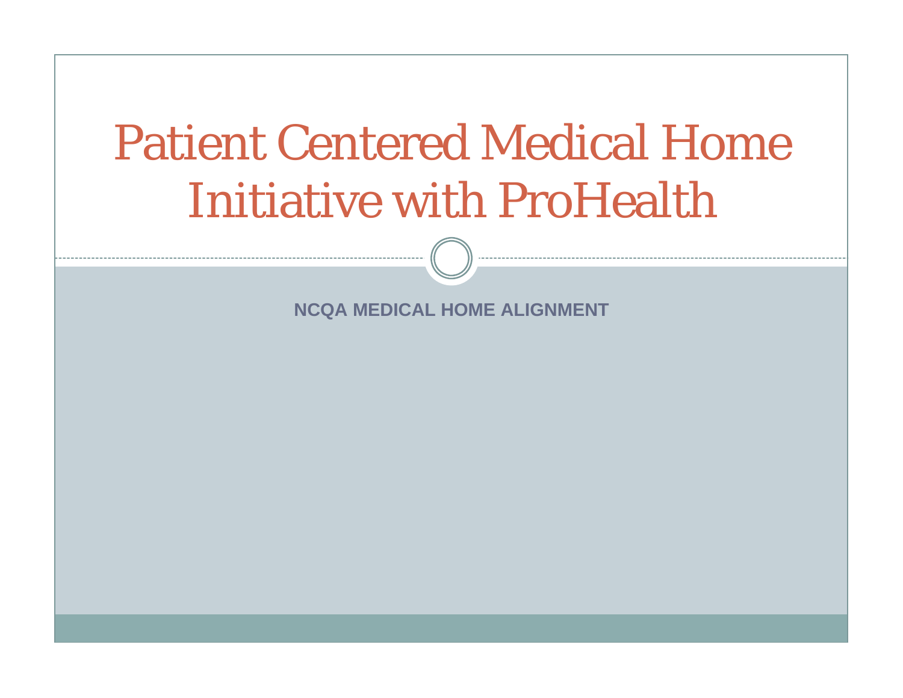# Patient Centered Medical Home Initiative with ProHealth

**NCQA MEDICAL HOME ALIGNMENT**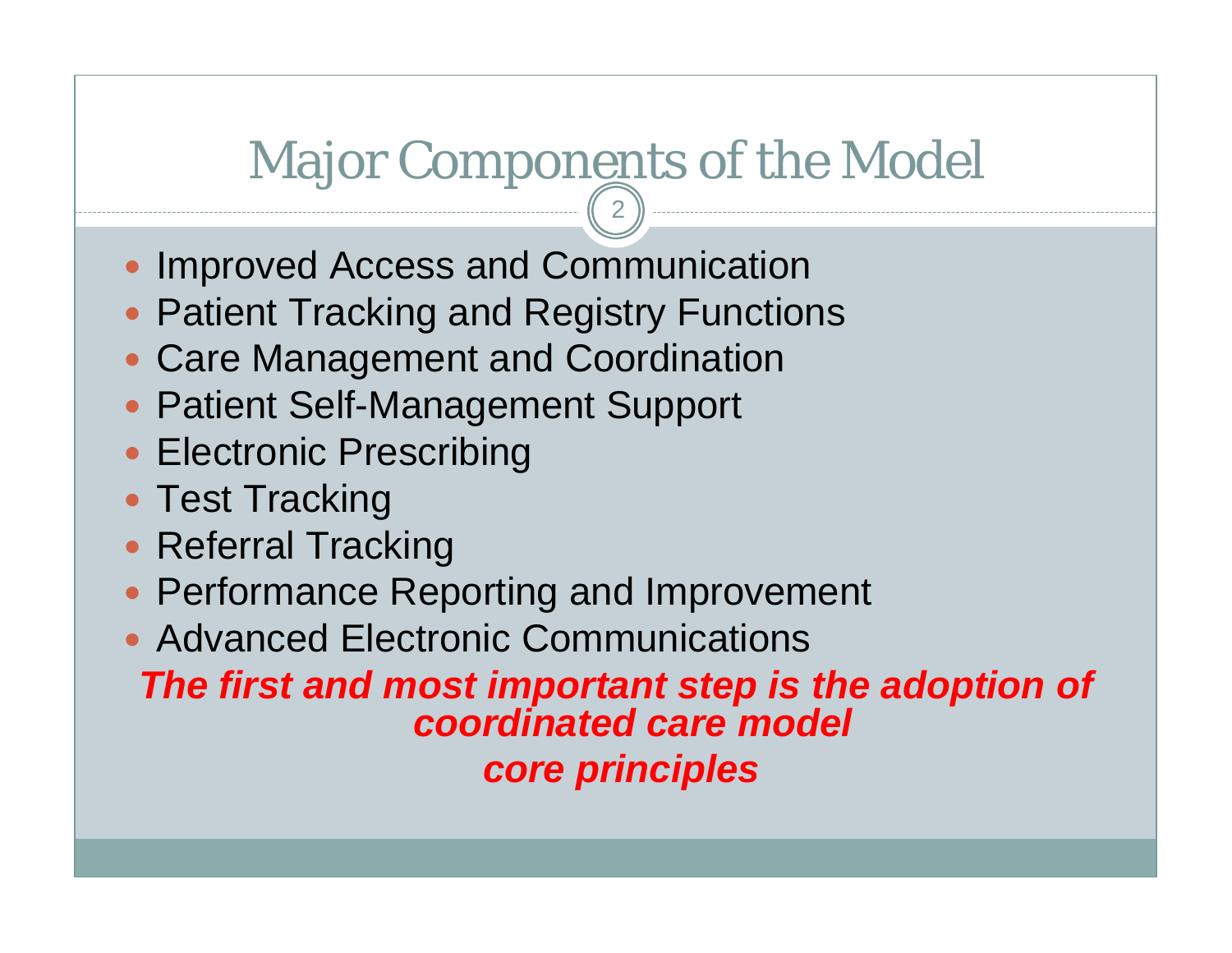# Major Components of the Model

- Improved Access and Communication
- Patient Tracking and Registry Functions
- Care Management and Coordination
- Patient Self-Management Support
- Electronic Prescribing
- Test Tracking
- Referral Tracking
- Performance Reporting and Improvement
- Advanced Electronic Communications

***The first and most important step is the adoption of coordinated care model core principles***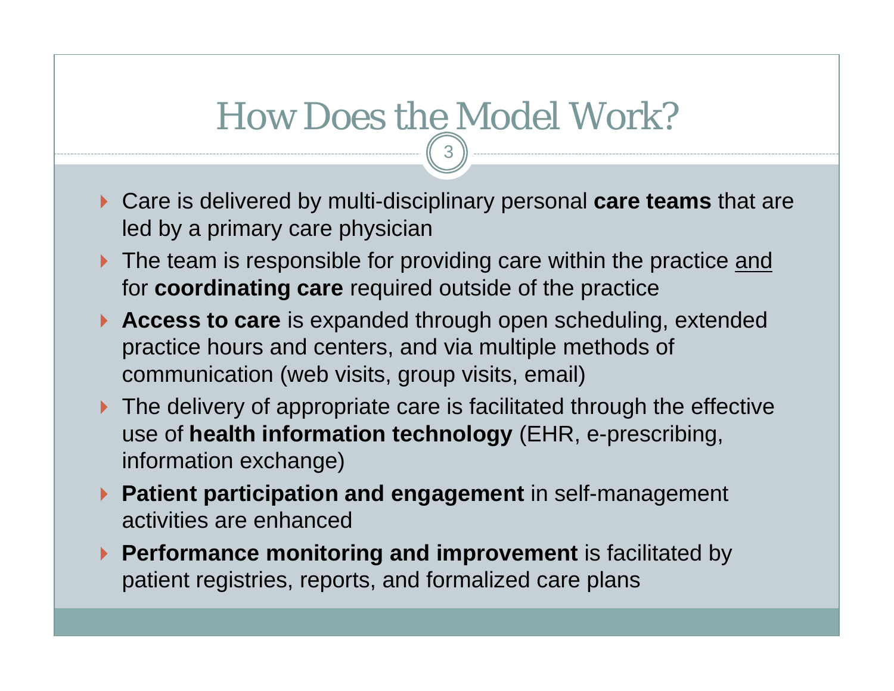# How Does the Model Work?

- Care is delivered by multi-disciplinary personal **care teams** that are led by a primary care physician
- The team is responsible for providing care within the practice <u>and</u> for **coordinating care** required outside of the practice
- **Access to care** is expanded through open scheduling, extended practice hours and centers, and via multiple methods of communication (web visits, group visits, email)
- The delivery of appropriate care is facilitated through the effective use of **health information technology** (EHR, e-prescribing, information exchange)
- **Patient participation and engagement** in self-management activities are enhanced
- **Performance monitoring and improvement** is facilitated by patient registries, reports, and formalized care plans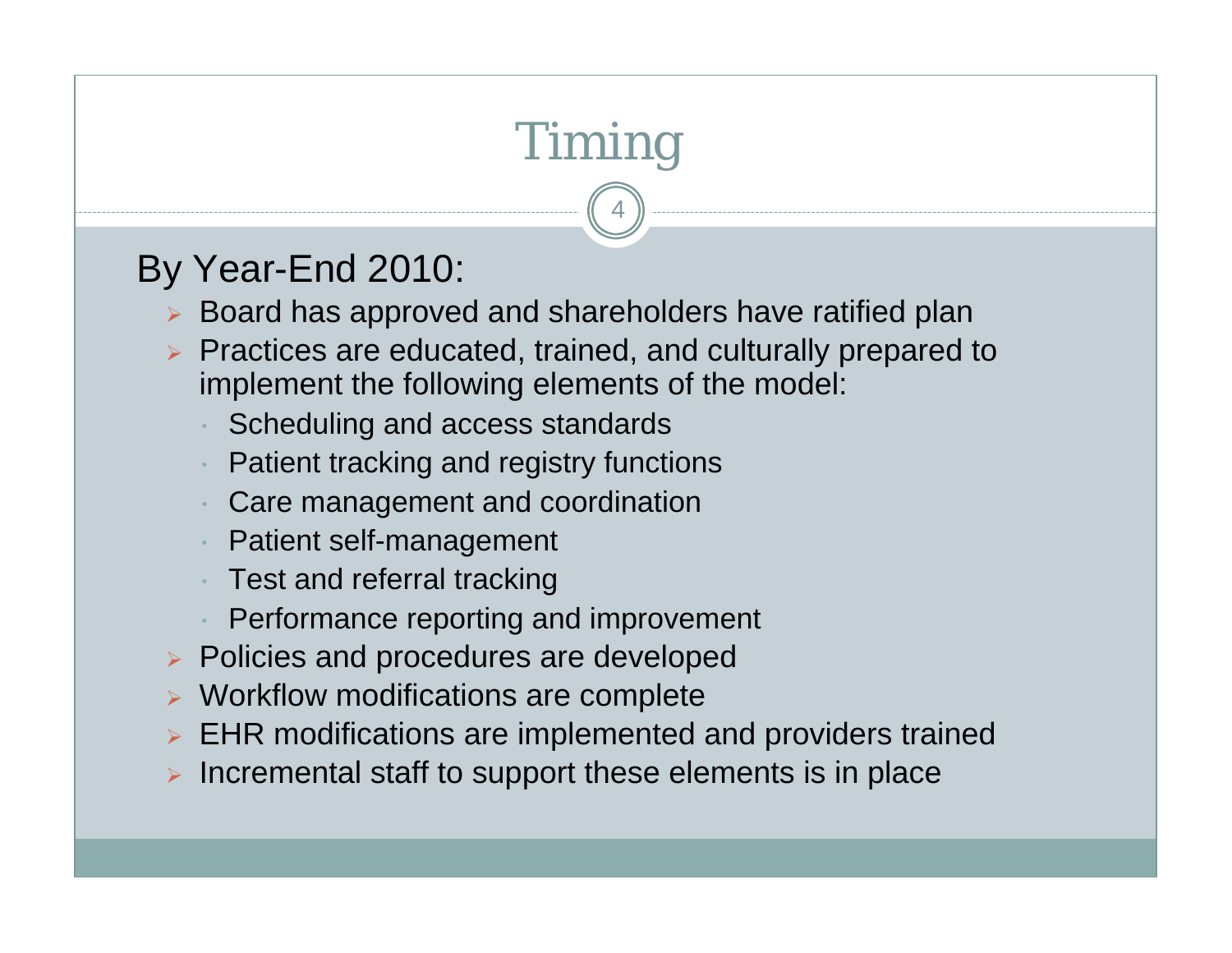# Timing

By Year-End 2010:

- Board has approved and shareholders have ratified plan
- Practices are educated, trained, and culturally prepared to implement the following elements of the model:
  - Scheduling and access standards
  - Patient tracking and registry functions
  - Care management and coordination
  - Patient self-management
  - Test and referral tracking
  - Performance reporting and improvement
- Policies and procedures are developed
- Workflow modifications are complete
- EHR modifications are implemented and providers trained
- Incremental staff to support these elements is in place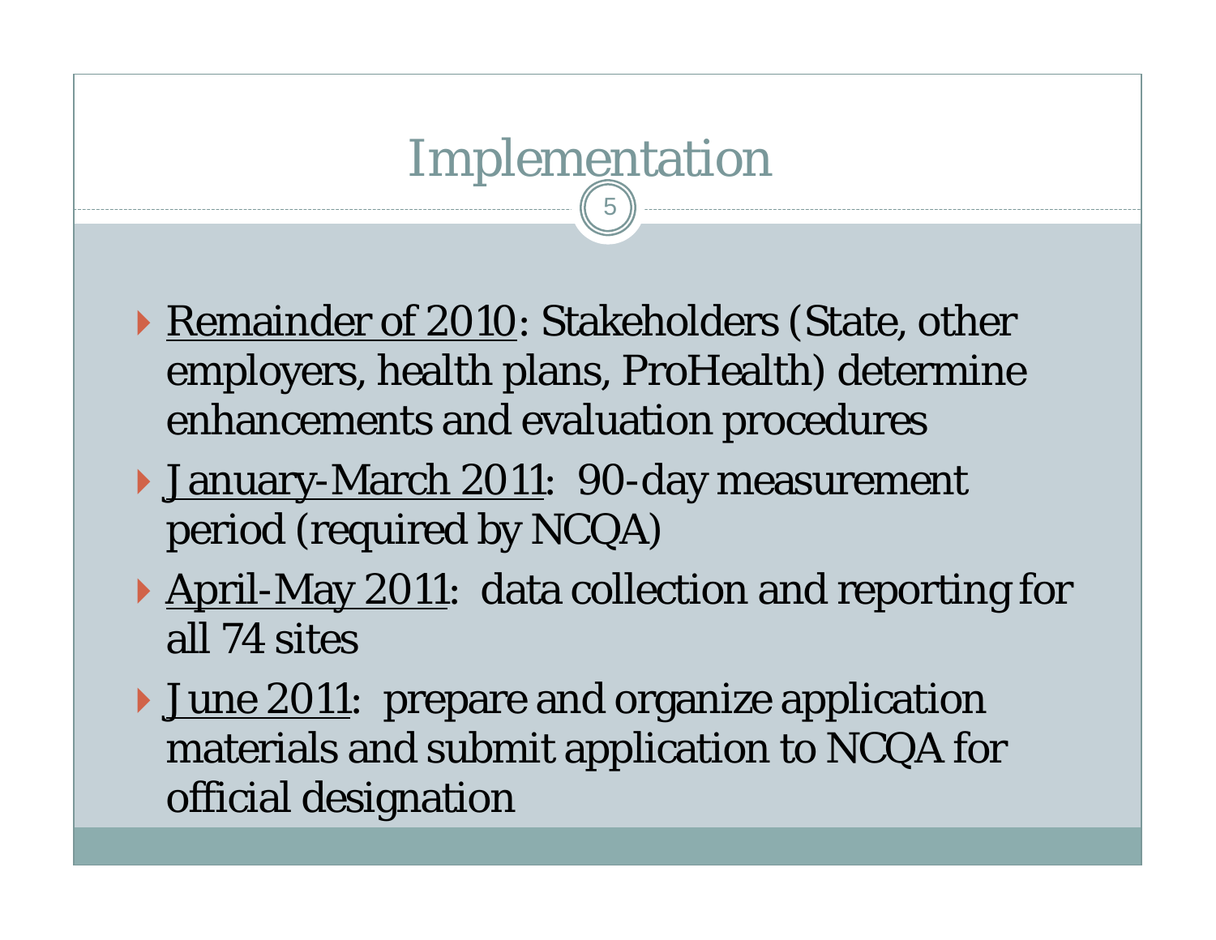# Implementation

- Remainder of 2010: Stakeholders (State, other employers, health plans, ProHealth) determine enhancements and evaluation procedures
- January-March 2011: 90-day measurement period (required by NCQA)
- April-May 2011: data collection and reporting for all 74 sites
- June 2011: prepare and organize application materials and submit application to NCQA for official designation